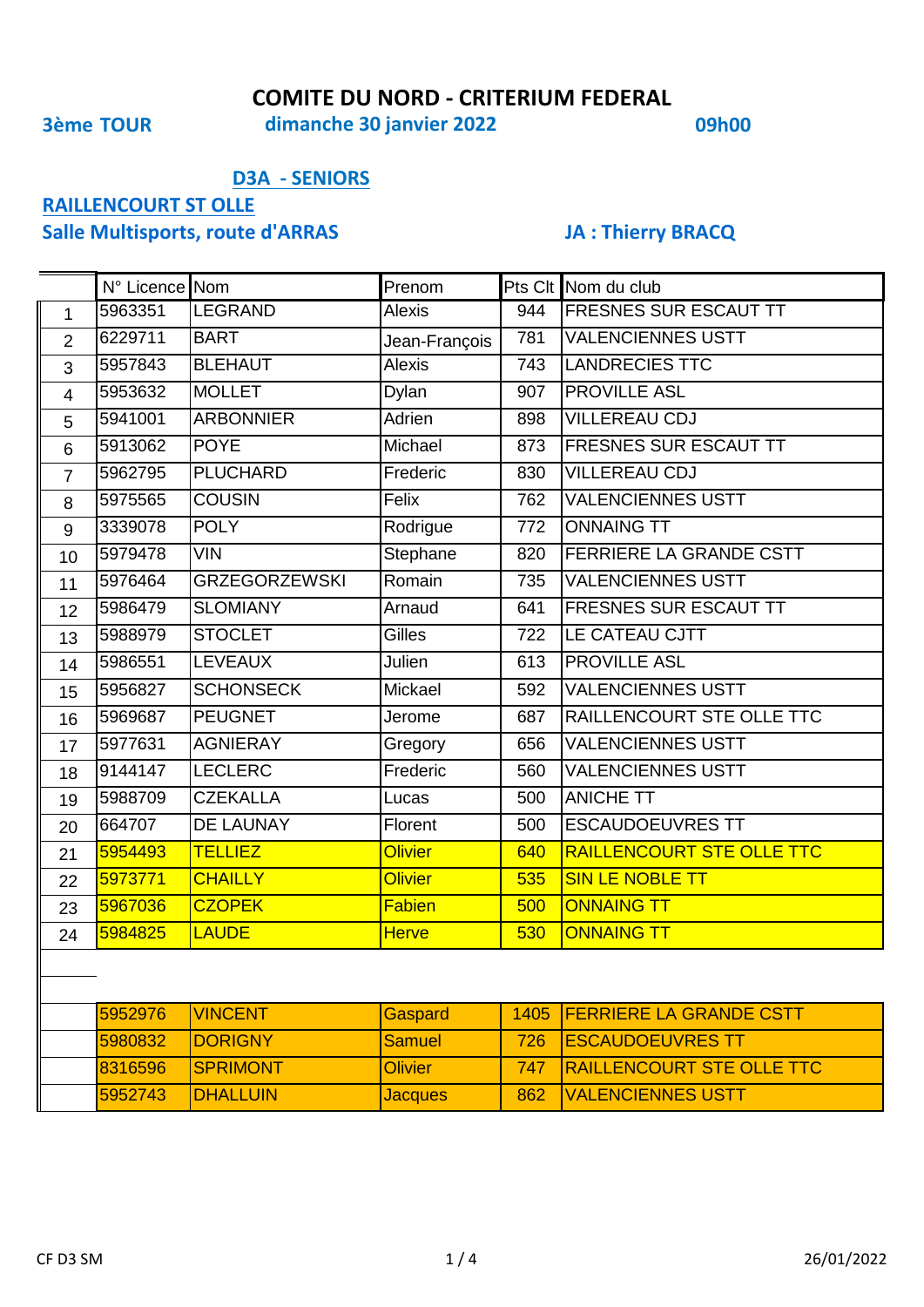# COMITE DU NORD - CRITERIUM FEDERAL

**3ème TOUR** **dimanche 30 janvier 2022** **09h00**

## D3A - SENIORS

**RAILLENCOURT ST OLLE**

**Salle Multisports, route d'ARRAS** **JA : Thierry BRACQ**

| | N° Licence | Nom | Prenom | Pts Clt | Nom du club |
|---|---|---|---|---|---|
| 1 | 5963351 | LEGRAND | Alexis | 944 | FRESNES SUR ESCAUT TT |
| 2 | 6229711 | BART | Jean-François | 781 | VALENCIENNES USTT |
| 3 | 5957843 | BLEHAUT | Alexis | 743 | LANDRECIES TTC |
| 4 | 5953632 | MOLLET | Dylan | 907 | PROVILLE ASL |
| 5 | 5941001 | ARBONNIER | Adrien | 898 | VILLEREAU CDJ |
| 6 | 5913062 | POYE | Michael | 873 | FRESNES SUR ESCAUT TT |
| 7 | 5962795 | PLUCHARD | Frederic | 830 | VILLEREAU CDJ |
| 8 | 5975565 | COUSIN | Felix | 762 | VALENCIENNES USTT |
| 9 | 3339078 | POLY | Rodrigue | 772 | ONNAING TT |
| 10 | 5979478 | VIN | Stephane | 820 | FERRIERE LA GRANDE CSTT |
| 11 | 5976464 | GRZEGORZEWSKI | Romain | 735 | VALENCIENNES USTT |
| 12 | 5986479 | SLOMIANY | Arnaud | 641 | FRESNES SUR ESCAUT TT |
| 13 | 5988979 | STOCLET | Gilles | 722 | LE CATEAU CJTT |
| 14 | 5986551 | LEVEAUX | Julien | 613 | PROVILLE ASL |
| 15 | 5956827 | SCHONSECK | Mickael | 592 | VALENCIENNES USTT |
| 16 | 5969687 | PEUGNET | Jerome | 687 | RAILLENCOURT STE OLLE TTC |
| 17 | 5977631 | AGNIERAY | Gregory | 656 | VALENCIENNES USTT |
| 18 | 9144147 | LECLERC | Frederic | 560 | VALENCIENNES USTT |
| 19 | 5988709 | CZEKALLA | Lucas | 500 | ANICHE TT |
| 20 | 664707 | DE LAUNAY | Florent | 500 | ESCAUDOEUVRES TT |
| 21 | 5954493 | TELLIEZ | Olivier | 640 | RAILLENCOURT STE OLLE TTC |
| 22 | 5973771 | CHAILLY | Olivier | 535 | SIN LE NOBLE TT |
| 23 | 5967036 | CZOPEK | Fabien | 500 | ONNAING TT |
| 24 | 5984825 | LAUDE | Herve | 530 | ONNAING TT |
| | | | | | |
| | 5952976 | VINCENT | Gaspard | 1405 | FERRIERE LA GRANDE CSTT |
| | 5980832 | DORIGNY | Samuel | 726 | ESCAUDOEUVRES TT |
| | 8316596 | SPRIMONT | Olivier | 747 | RAILLENCOURT STE OLLE TTC |
| | 5952743 | DHALLUIN | Jacques | 862 | VALENCIENNES USTT |

CF D3 SM 26/01/2022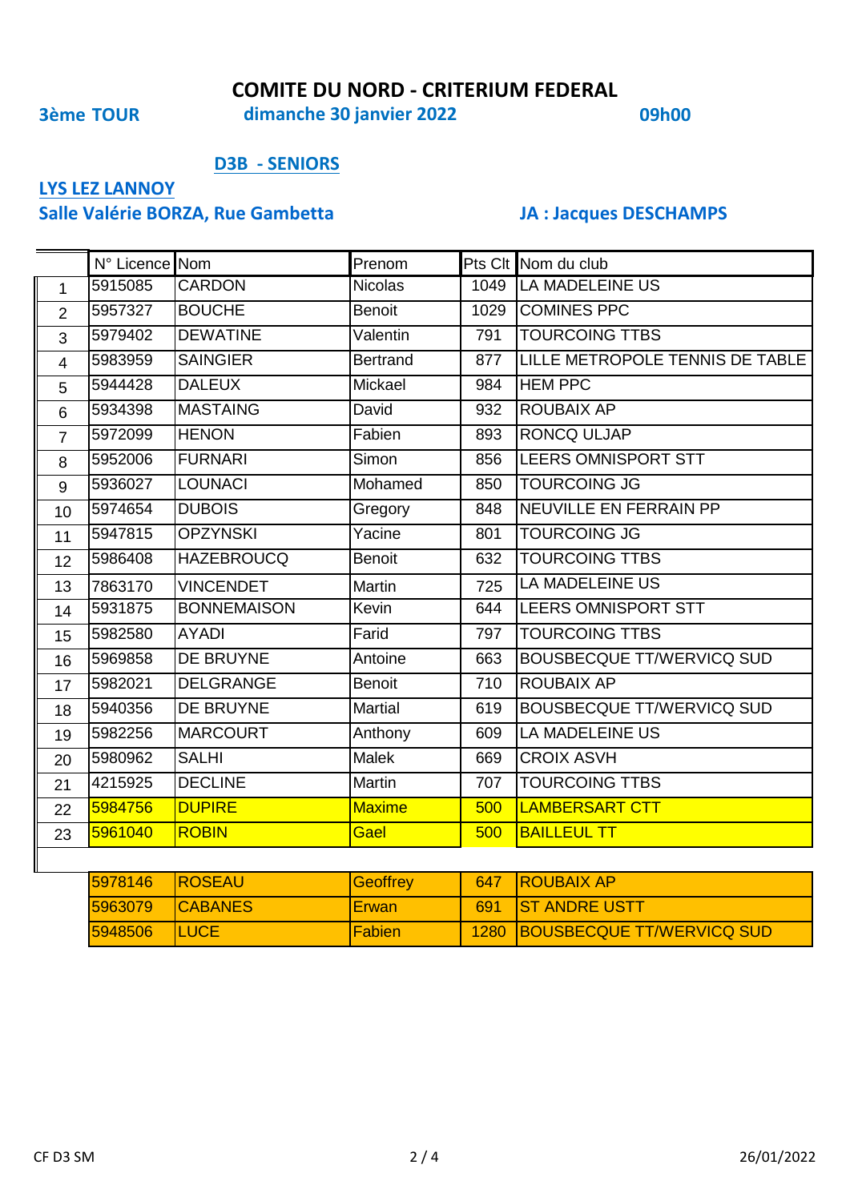# COMITE DU NORD - CRITERIUM FEDERAL

**3ème TOUR** **dimanche 30 janvier 2022** **09h00**

## D3B - SENIORS

**LYS LEZ LANNOY**

**Salle Valérie BORZA, Rue Gambetta** **JA : Jacques DESCHAMPS**

| | N° Licence | Nom | Prenom | Pts Clt | Nom du club |
|---|---|---|---|---|---|
| 1 | 5915085 | CARDON | Nicolas | 1049 | LA MADELEINE US |
| 2 | 5957327 | BOUCHE | Benoit | 1029 | COMINES PPC |
| 3 | 5979402 | DEWATINE | Valentin | 791 | TOURCOING TTBS |
| 4 | 5983959 | SAINGIER | Bertrand | 877 | LILLE METROPOLE TENNIS DE TABLE |
| 5 | 5944428 | DALEUX | Mickael | 984 | HEM PPC |
| 6 | 5934398 | MASTAING | David | 932 | ROUBAIX AP |
| 7 | 5972099 | HENON | Fabien | 893 | RONCQ ULJAP |
| 8 | 5952006 | FURNARI | Simon | 856 | LEERS OMNISPORT STT |
| 9 | 5936027 | LOUNACI | Mohamed | 850 | TOURCOING JG |
| 10 | 5974654 | DUBOIS | Gregory | 848 | NEUVILLE EN FERRAIN PP |
| 11 | 5947815 | OPZYNSKI | Yacine | 801 | TOURCOING JG |
| 12 | 5986408 | HAZEBROUCQ | Benoit | 632 | TOURCOING TTBS |
| 13 | 7863170 | VINCENDET | Martin | 725 | LA MADELEINE US |
| 14 | 5931875 | BONNEMAISON | Kevin | 644 | LEERS OMNISPORT STT |
| 15 | 5982580 | AYADI | Farid | 797 | TOURCOING TTBS |
| 16 | 5969858 | DE BRUYNE | Antoine | 663 | BOUSBECQUE TT/WERVICQ SUD |
| 17 | 5982021 | DELGRANGE | Benoit | 710 | ROUBAIX AP |
| 18 | 5940356 | DE BRUYNE | Martial | 619 | BOUSBECQUE TT/WERVICQ SUD |
| 19 | 5982256 | MARCOURT | Anthony | 609 | LA MADELEINE US |
| 20 | 5980962 | SALHI | Malek | 669 | CROIX ASVH |
| 21 | 4215925 | DECLINE | Martin | 707 | TOURCOING TTBS |
| 22 | 5984756 | DUPIRE | Maxime | 500 | LAMBERSART CTT |
| 23 | 5961040 | ROBIN | Gael | 500 | BAILLEUL TT |

| N° Licence | Nom | Prenom | Pts Clt | Nom du club |
|---|---|---|---|---|
| 5978146 | ROSEAU | Geoffrey | 647 | ROUBAIX AP |
| 5963079 | CABANES | Erwan | 691 | ST ANDRE USTT |
| 5948506 | LUCE | Fabien | 1280 | BOUSBECQUE TT/WERVICQ SUD |

CF D3 SM 26/01/2022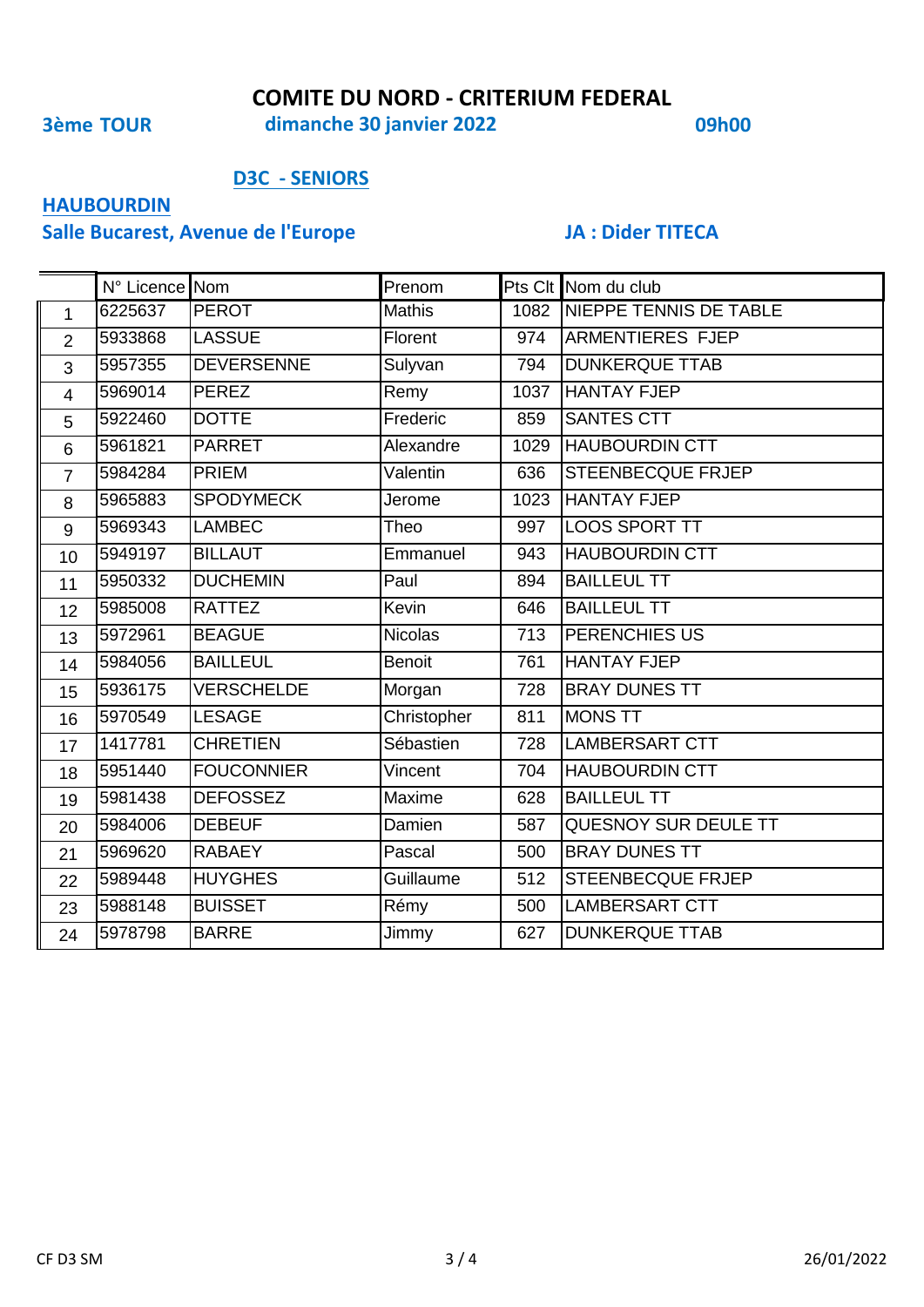# COMITE DU NORD - CRITERIUM FEDERAL

**3ème TOUR** **dimanche 30 janvier 2022** **09h00**

## D3C - SENIORS

**HAUBOURDIN**

**Salle Bucarest, Avenue de l'Europe** **JA : Dider TITECA**

| | N° Licence | Nom | Prenom | Pts Clt | Nom du club |
|---|---|---|---|---|---|
| 1 | 6225637 | PEROT | Mathis | 1082 | NIEPPE TENNIS DE TABLE |
| 2 | 5933868 | LASSUE | Florent | 974 | ARMENTIERES FJEP |
| 3 | 5957355 | DEVERSENNE | Sulyvan | 794 | DUNKERQUE TTAB |
| 4 | 5969014 | PEREZ | Remy | 1037 | HANTAY FJEP |
| 5 | 5922460 | DOTTE | Frederic | 859 | SANTES CTT |
| 6 | 5961821 | PARRET | Alexandre | 1029 | HAUBOURDIN CTT |
| 7 | 5984284 | PRIEM | Valentin | 636 | STEENBECQUE FRJEP |
| 8 | 5965883 | SPODYMECK | Jerome | 1023 | HANTAY FJEP |
| 9 | 5969343 | LAMBEC | Theo | 997 | LOOS SPORT TT |
| 10 | 5949197 | BILLAUT | Emmanuel | 943 | HAUBOURDIN CTT |
| 11 | 5950332 | DUCHEMIN | Paul | 894 | BAILLEUL TT |
| 12 | 5985008 | RATTEZ | Kevin | 646 | BAILLEUL TT |
| 13 | 5972961 | BEAGUE | Nicolas | 713 | PERENCHIES US |
| 14 | 5984056 | BAILLEUL | Benoit | 761 | HANTAY FJEP |
| 15 | 5936175 | VERSCHELDE | Morgan | 728 | BRAY DUNES TT |
| 16 | 5970549 | LESAGE | Christopher | 811 | MONS TT |
| 17 | 1417781 | CHRETIEN | Sébastien | 728 | LAMBERSART CTT |
| 18 | 5951440 | FOUCONNIER | Vincent | 704 | HAUBOURDIN CTT |
| 19 | 5981438 | DEFOSSEZ | Maxime | 628 | BAILLEUL TT |
| 20 | 5984006 | DEBEUF | Damien | 587 | QUESNOY SUR DEULE TT |
| 21 | 5969620 | RABAEY | Pascal | 500 | BRAY DUNES TT |
| 22 | 5989448 | HUYGHES | Guillaume | 512 | STEENBECQUE FRJEP |
| 23 | 5988148 | BUISSET | Rémy | 500 | LAMBERSART CTT |
| 24 | 5978798 | BARRE | Jimmy | 627 | DUNKERQUE TTAB |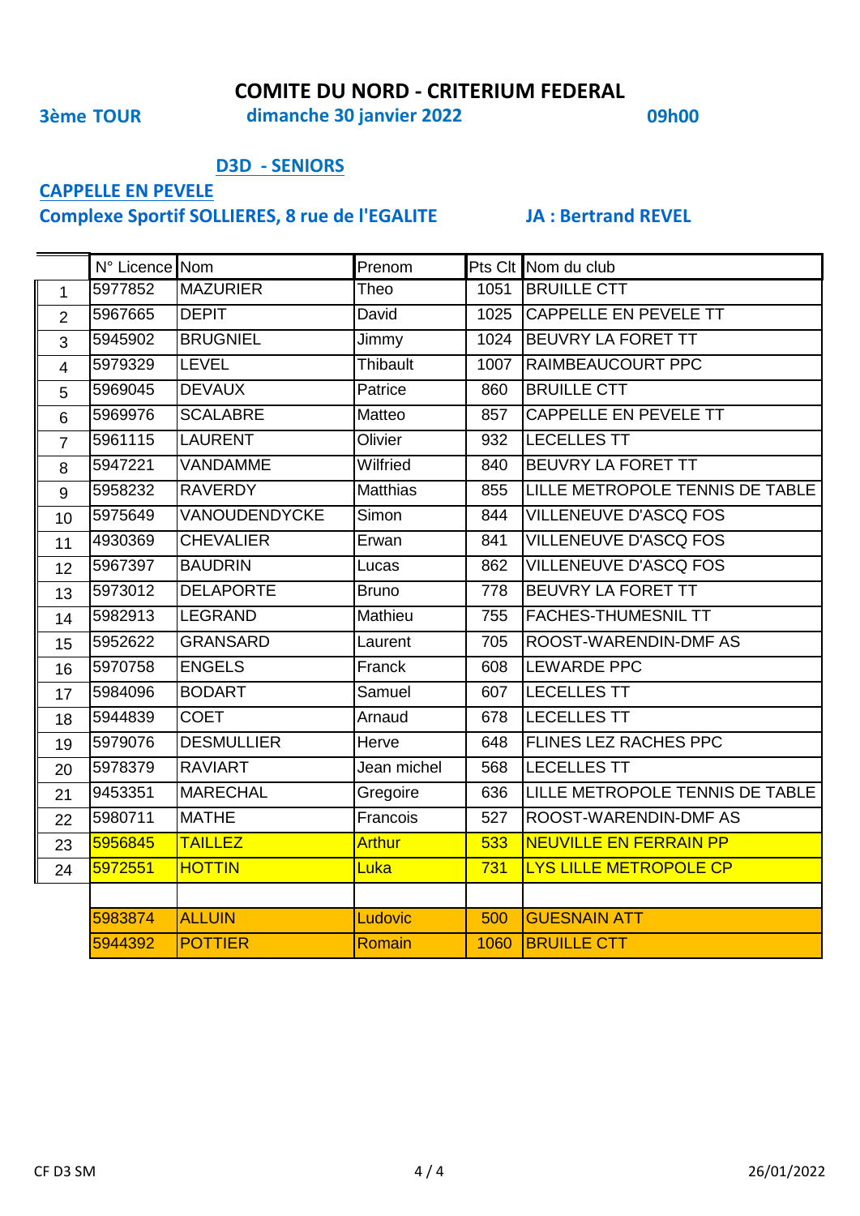# COMITE DU NORD - CRITERIUM FEDERAL

**3ème TOUR** **dimanche 30 janvier 2022** **09h00**

## D3D - SENIORS

**CAPPELLE EN PEVELE**

**Complexe Sportif SOLLIERES, 8 rue de l'EGALITE** **JA : Bertrand REVEL**

| | N° Licence | Nom | Prenom | Pts Clt | Nom du club |
|---|---|---|---|---|---|
| 1 | 5977852 | MAZURIER | Theo | 1051 | BRUILLE CTT |
| 2 | 5967665 | DEPIT | David | 1025 | CAPPELLE EN PEVELE TT |
| 3 | 5945902 | BRUGNIEL | Jimmy | 1024 | BEUVRY LA FORET TT |
| 4 | 5979329 | LEVEL | Thibault | 1007 | RAIMBEAUCOURT PPC |
| 5 | 5969045 | DEVAUX | Patrice | 860 | BRUILLE CTT |
| 6 | 5969976 | SCALABRE | Matteo | 857 | CAPPELLE EN PEVELE TT |
| 7 | 5961115 | LAURENT | Olivier | 932 | LECELLES TT |
| 8 | 5947221 | VANDAMME | Wilfried | 840 | BEUVRY LA FORET TT |
| 9 | 5958232 | RAVERDY | Matthias | 855 | LILLE METROPOLE TENNIS DE TABLE |
| 10 | 5975649 | VANOUDENDYCKE | Simon | 844 | VILLENEUVE D'ASCQ FOS |
| 11 | 4930369 | CHEVALIER | Erwan | 841 | VILLENEUVE D'ASCQ FOS |
| 12 | 5967397 | BAUDRIN | Lucas | 862 | VILLENEUVE D'ASCQ FOS |
| 13 | 5973012 | DELAPORTE | Bruno | 778 | BEUVRY LA FORET TT |
| 14 | 5982913 | LEGRAND | Mathieu | 755 | FACHES-THUMESNIL TT |
| 15 | 5952622 | GRANSARD | Laurent | 705 | ROOST-WARENDIN-DMF AS |
| 16 | 5970758 | ENGELS | Franck | 608 | LEWARDE PPC |
| 17 | 5984096 | BODART | Samuel | 607 | LECELLES TT |
| 18 | 5944839 | COET | Arnaud | 678 | LECELLES TT |
| 19 | 5979076 | DESMULLIER | Herve | 648 | FLINES LEZ RACHES PPC |
| 20 | 5978379 | RAVIART | Jean michel | 568 | LECELLES TT |
| 21 | 9453351 | MARECHAL | Gregoire | 636 | LILLE METROPOLE TENNIS DE TABLE |
| 22 | 5980711 | MATHE | Francois | 527 | ROOST-WARENDIN-DMF AS |
| 23 | 5956845 | TAILLEZ | Arthur | 533 | NEUVILLE EN FERRAIN PP |
| 24 | 5972551 | HOTTIN | Luka | 731 | LYS LILLE METROPOLE CP |
| | | | | | |
| | 5983874 | ALLUIN | Ludovic | 500 | GUESNAIN ATT |
| | 5944392 | POTTIER | Romain | 1060 | BRUILLE CTT |